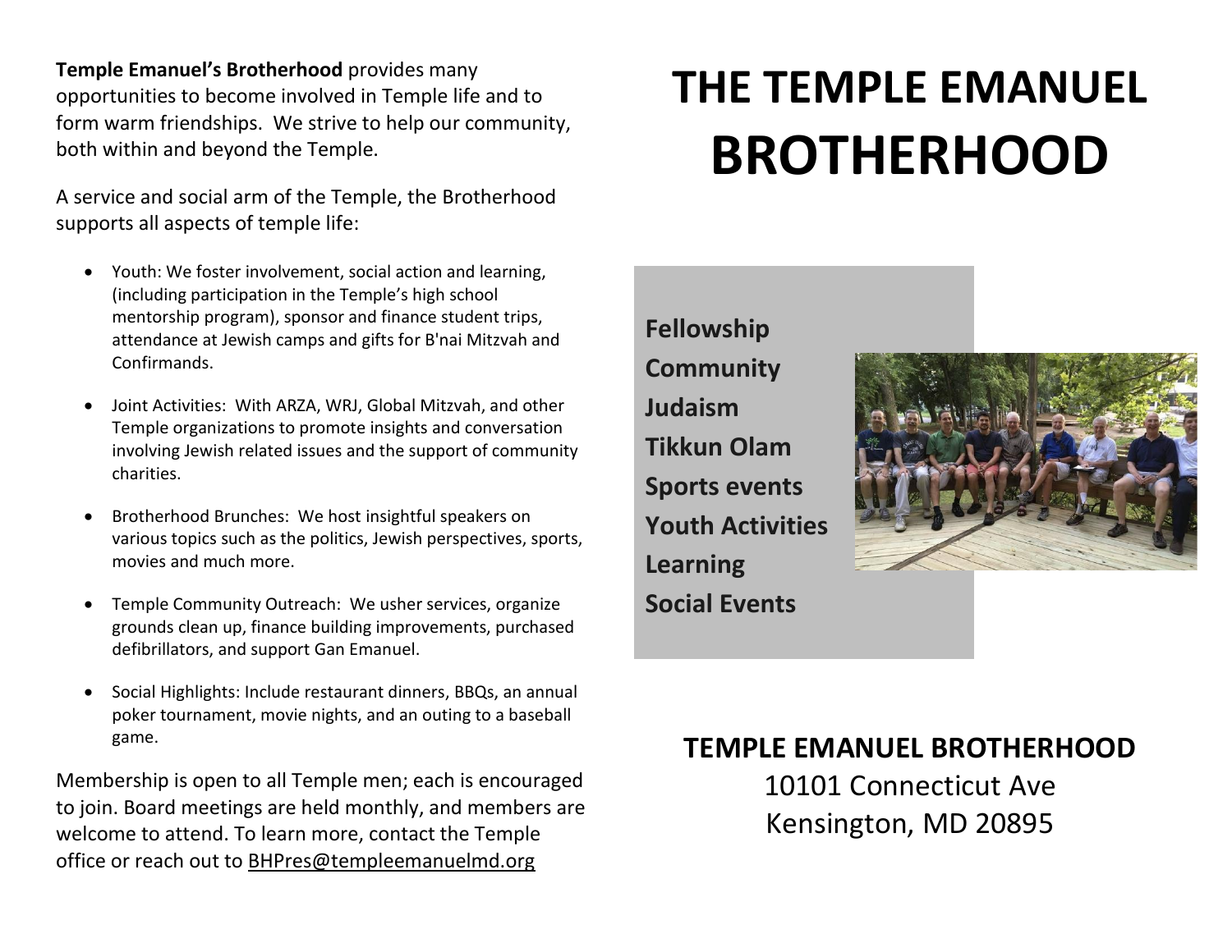**Temple Emanuel's Brotherhood** provides many opportunities to become involved in Temple life and to form warm friendships. We strive to help our community, both within and beyond the Temple.

A service and social arm of the Temple, the Brotherhood supports all aspects of temple life:

- Youth: We foster involvement, social action and learning, (including participation in the Temple's high school mentorship program), sponsor and finance student trips, attendance at Jewish camps and gifts for B'nai Mitzvah and Confirmands.
- Joint Activities: With ARZA, WRJ, Global Mitzvah, and other Temple organizations to promote insights and conversation involving Jewish related issues and the support of community charities.
- Brotherhood Brunches: We host insightful speakers on various topics such as the politics, Jewish perspectives, sports, movies and much more.
- Temple Community Outreach: We usher services, organize grounds clean up, finance building improvements, purchased defibrillators, and support Gan Emanuel.
- Social Highlights: Include restaurant dinners, BBQs, an annual poker tournament, movie nights, and an outing to a baseball game.

Membership is open to all Temple men; each is encouraged to join. Board meetings are held monthly, and members are welcome to attend. To learn more, contact the Temple office or reach out to BHPres@templeemanuelmd.org

# THE TEMPLE EMANUEL BROTHERHOOD

**Fellowship**
**Community**
**Judaism**
**Tikkun Olam**
**Sports events**
**Youth Activities**
**Learning**
**Social Events**

**TEMPLE EMANUEL BROTHERHOOD**
10101 Connecticut Ave
Kensington, MD 20895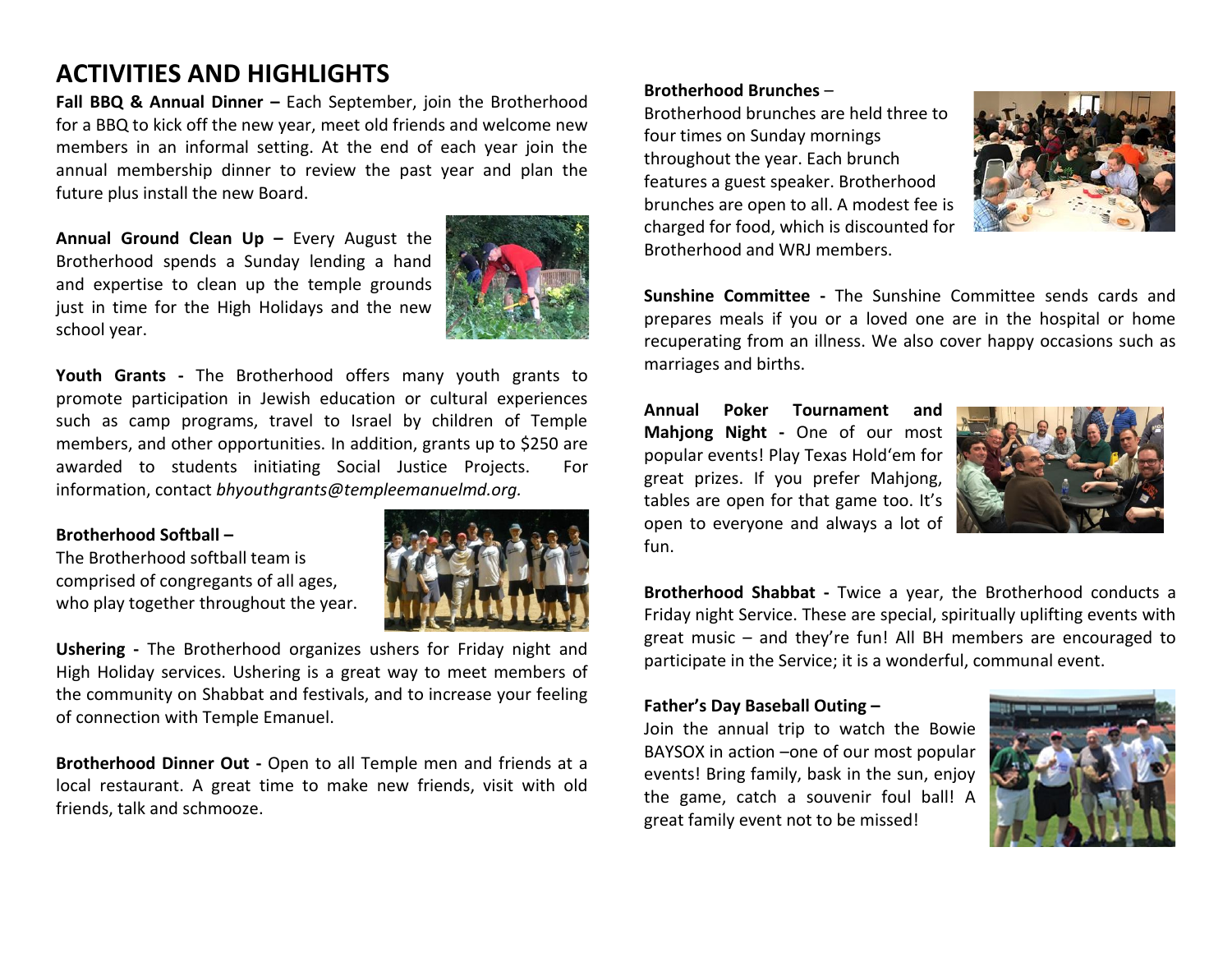## ACTIVITIES AND HIGHLIGHTS

**Fall BBQ & Annual Dinner –** Each September, join the Brotherhood for a BBQ to kick off the new year, meet old friends and welcome new members in an informal setting. At the end of each year join the annual membership dinner to review the past year and plan the future plus install the new Board.

**Annual Ground Clean Up –** Every August the Brotherhood spends a Sunday lending a hand and expertise to clean up the temple grounds just in time for the High Holidays and the new school year.

**Youth Grants -** The Brotherhood offers many youth grants to promote participation in Jewish education or cultural experiences such as camp programs, travel to Israel by children of Temple members, and other opportunities. In addition, grants up to $250 are awarded to students initiating Social Justice Projects. For information, contact *bhyouthgrants@templeemanuelmd.org.*

**Brotherhood Softball –**
The Brotherhood softball team is comprised of congregants of all ages, who play together throughout the year.

**Ushering -** The Brotherhood organizes ushers for Friday night and High Holiday services. Ushering is a great way to meet members of the community on Shabbat and festivals, and to increase your feeling of connection with Temple Emanuel.

**Brotherhood Dinner Out -** Open to all Temple men and friends at a local restaurant. A great time to make new friends, visit with old friends, talk and schmooze.

**Brotherhood Brunches –**
Brotherhood brunches are held three to four times on Sunday mornings throughout the year. Each brunch features a guest speaker. Brotherhood brunches are open to all. A modest fee is charged for food, which is discounted for Brotherhood and WRJ members.

**Sunshine Committee -** The Sunshine Committee sends cards and prepares meals if you or a loved one are in the hospital or home recuperating from an illness. We also cover happy occasions such as marriages and births.

**Annual Poker Tournament and Mahjong Night -** One of our most popular events! Play Texas Hold'em for great prizes. If you prefer Mahjong, tables are open for that game too. It's open to everyone and always a lot of fun.

**Brotherhood Shabbat -** Twice a year, the Brotherhood conducts a Friday night Service. These are special, spiritually uplifting events with great music – and they're fun! All BH members are encouraged to participate in the Service; it is a wonderful, communal event.

**Father's Day Baseball Outing –**
Join the annual trip to watch the Bowie BAYSOX in action –one of our most popular events! Bring family, bask in the sun, enjoy the game, catch a souvenir foul ball! A great family event not to be missed!